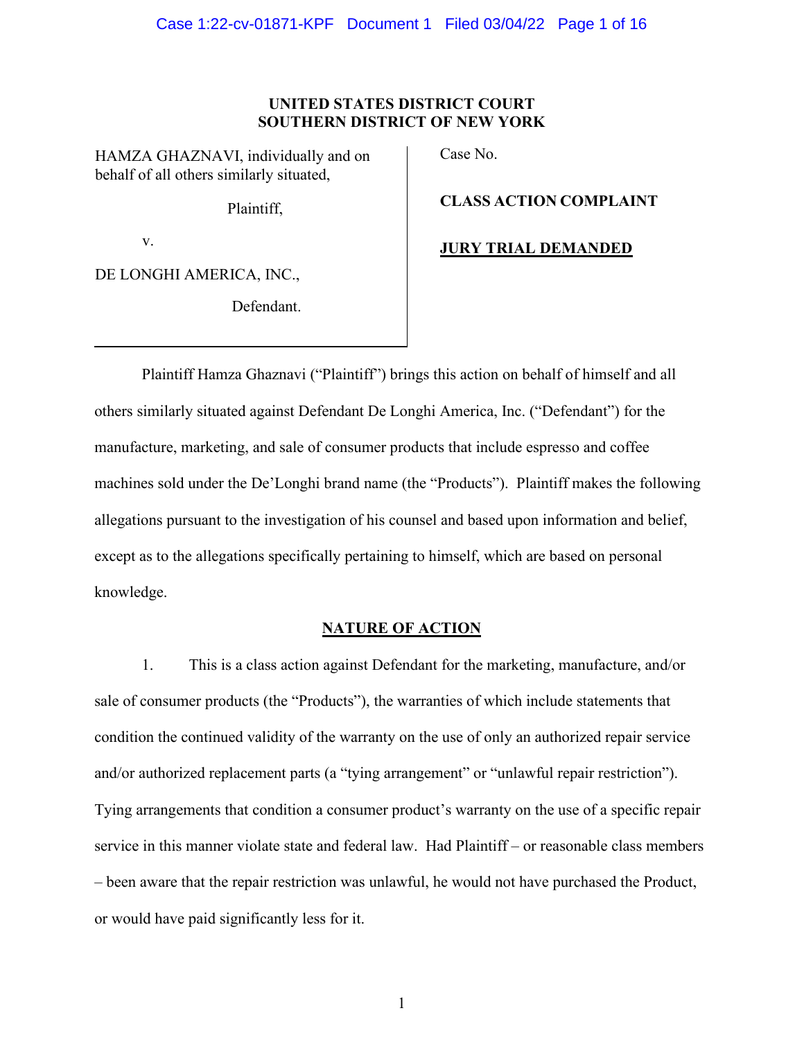**UNITED STATES DISTRICT COURT**
**SOUTHERN DISTRICT OF NEW YORK**

| | |
|---|---|
| HAMZA GHAZNAVI, individually and on behalf of all others similarly situated, | Case No. |
| Plaintiff, | **CLASS ACTION COMPLAINT** |
| v. | **JURY TRIAL DEMANDED** |
| DE LONGHI AMERICA, INC., | |
| Defendant. | |

Plaintiff Hamza Ghaznavi ("Plaintiff") brings this action on behalf of himself and all others similarly situated against Defendant De Longhi America, Inc. ("Defendant") for the manufacture, marketing, and sale of consumer products that include espresso and coffee machines sold under the De'Longhi brand name (the "Products"). Plaintiff makes the following allegations pursuant to the investigation of his counsel and based upon information and belief, except as to the allegations specifically pertaining to himself, which are based on personal knowledge.

## NATURE OF ACTION

1. This is a class action against Defendant for the marketing, manufacture, and/or sale of consumer products (the "Products"), the warranties of which include statements that condition the continued validity of the warranty on the use of only an authorized repair service and/or authorized replacement parts (a "tying arrangement" or "unlawful repair restriction"). Tying arrangements that condition a consumer product's warranty on the use of a specific repair service in this manner violate state and federal law. Had Plaintiff – or reasonable class members – been aware that the repair restriction was unlawful, he would not have purchased the Product, or would have paid significantly less for it.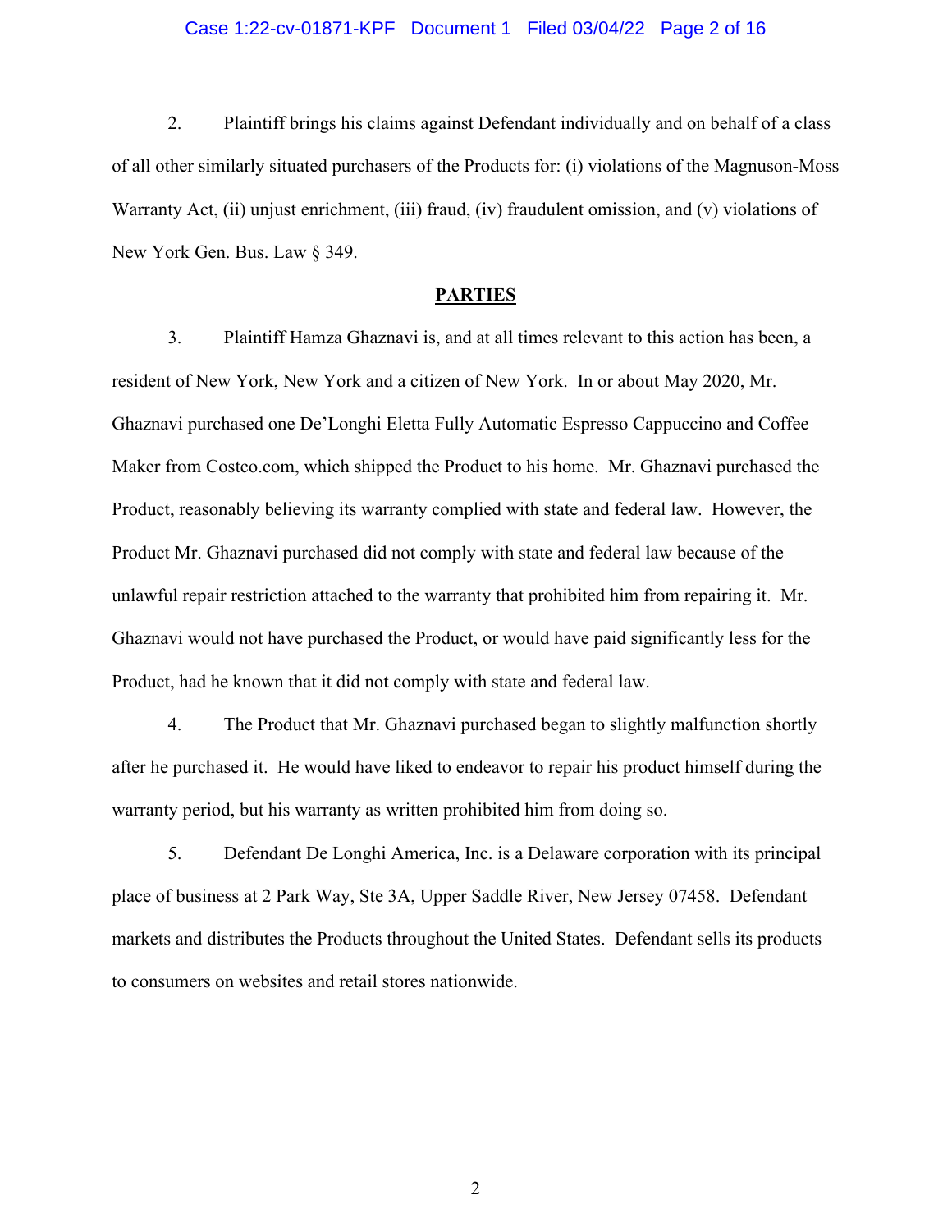2. Plaintiff brings his claims against Defendant individually and on behalf of a class of all other similarly situated purchasers of the Products for: (i) violations of the Magnuson-Moss Warranty Act, (ii) unjust enrichment, (iii) fraud, (iv) fraudulent omission, and (v) violations of New York Gen. Bus. Law § 349.

## PARTIES

3. Plaintiff Hamza Ghaznavi is, and at all times relevant to this action has been, a resident of New York, New York and a citizen of New York. In or about May 2020, Mr. Ghaznavi purchased one De'Longhi Eletta Fully Automatic Espresso Cappuccino and Coffee Maker from Costco.com, which shipped the Product to his home. Mr. Ghaznavi purchased the Product, reasonably believing its warranty complied with state and federal law. However, the Product Mr. Ghaznavi purchased did not comply with state and federal law because of the unlawful repair restriction attached to the warranty that prohibited him from repairing it. Mr. Ghaznavi would not have purchased the Product, or would have paid significantly less for the Product, had he known that it did not comply with state and federal law.

4. The Product that Mr. Ghaznavi purchased began to slightly malfunction shortly after he purchased it. He would have liked to endeavor to repair his product himself during the warranty period, but his warranty as written prohibited him from doing so.

5. Defendant De Longhi America, Inc. is a Delaware corporation with its principal place of business at 2 Park Way, Ste 3A, Upper Saddle River, New Jersey 07458. Defendant markets and distributes the Products throughout the United States. Defendant sells its products to consumers on websites and retail stores nationwide.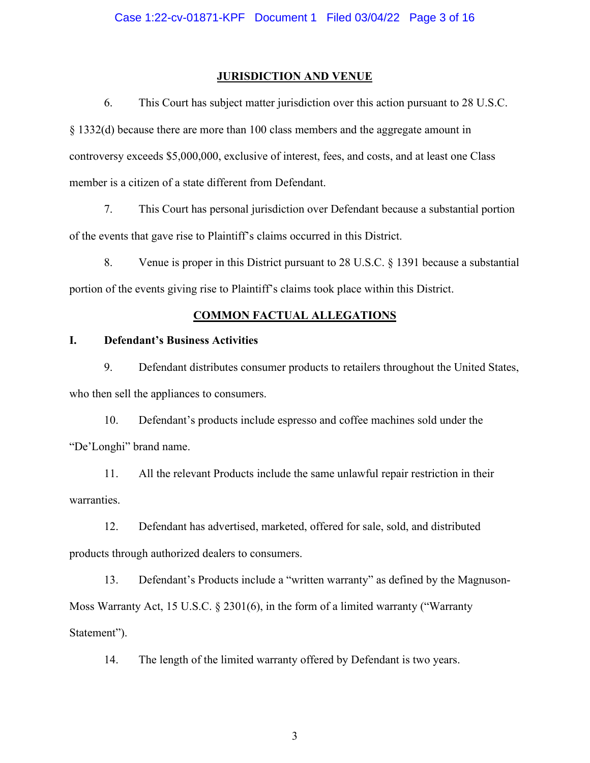## JURISDICTION AND VENUE

6. This Court has subject matter jurisdiction over this action pursuant to 28 U.S.C. § 1332(d) because there are more than 100 class members and the aggregate amount in controversy exceeds $5,000,000, exclusive of interest, fees, and costs, and at least one Class member is a citizen of a state different from Defendant.

7. This Court has personal jurisdiction over Defendant because a substantial portion of the events that gave rise to Plaintiff's claims occurred in this District.

8. Venue is proper in this District pursuant to 28 U.S.C. § 1391 because a substantial portion of the events giving rise to Plaintiff's claims took place within this District.

## COMMON FACTUAL ALLEGATIONS

### I. Defendant's Business Activities

9. Defendant distributes consumer products to retailers throughout the United States, who then sell the appliances to consumers.

10. Defendant's products include espresso and coffee machines sold under the "De'Longhi" brand name.

11. All the relevant Products include the same unlawful repair restriction in their warranties.

12. Defendant has advertised, marketed, offered for sale, sold, and distributed products through authorized dealers to consumers.

13. Defendant's Products include a "written warranty" as defined by the Magnuson-Moss Warranty Act, 15 U.S.C. § 2301(6), in the form of a limited warranty ("Warranty Statement").

14. The length of the limited warranty offered by Defendant is two years.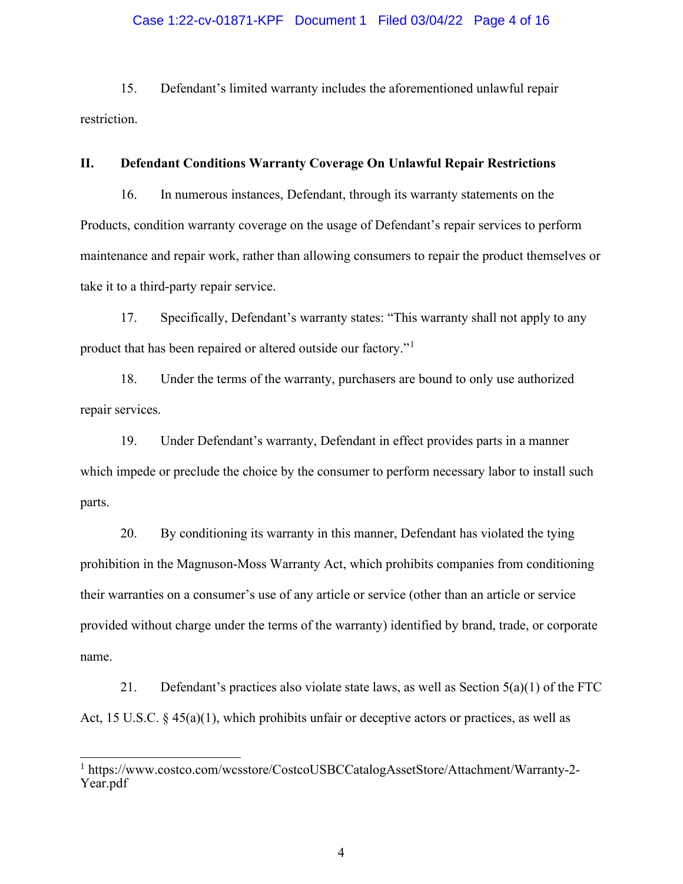15. Defendant's limited warranty includes the aforementioned unlawful repair restriction.

## II. Defendant Conditions Warranty Coverage On Unlawful Repair Restrictions

16. In numerous instances, Defendant, through its warranty statements on the Products, condition warranty coverage on the usage of Defendant's repair services to perform maintenance and repair work, rather than allowing consumers to repair the product themselves or take it to a third-party repair service.

17. Specifically, Defendant's warranty states: "This warranty shall not apply to any product that has been repaired or altered outside our factory."[1]

18. Under the terms of the warranty, purchasers are bound to only use authorized repair services.

19. Under Defendant's warranty, Defendant in effect provides parts in a manner which impede or preclude the choice by the consumer to perform necessary labor to install such parts.

20. By conditioning its warranty in this manner, Defendant has violated the tying prohibition in the Magnuson-Moss Warranty Act, which prohibits companies from conditioning their warranties on a consumer's use of any article or service (other than an article or service provided without charge under the terms of the warranty) identified by brand, trade, or corporate name.

21. Defendant's practices also violate state laws, as well as Section 5(a)(1) of the FTC Act, 15 U.S.C. § 45(a)(1), which prohibits unfair or deceptive actors or practices, as well as

---

[1] https://www.costco.com/wcsstore/CostcoUSBCCatalogAssetStore/Attachment/Warranty-2-Year.pdf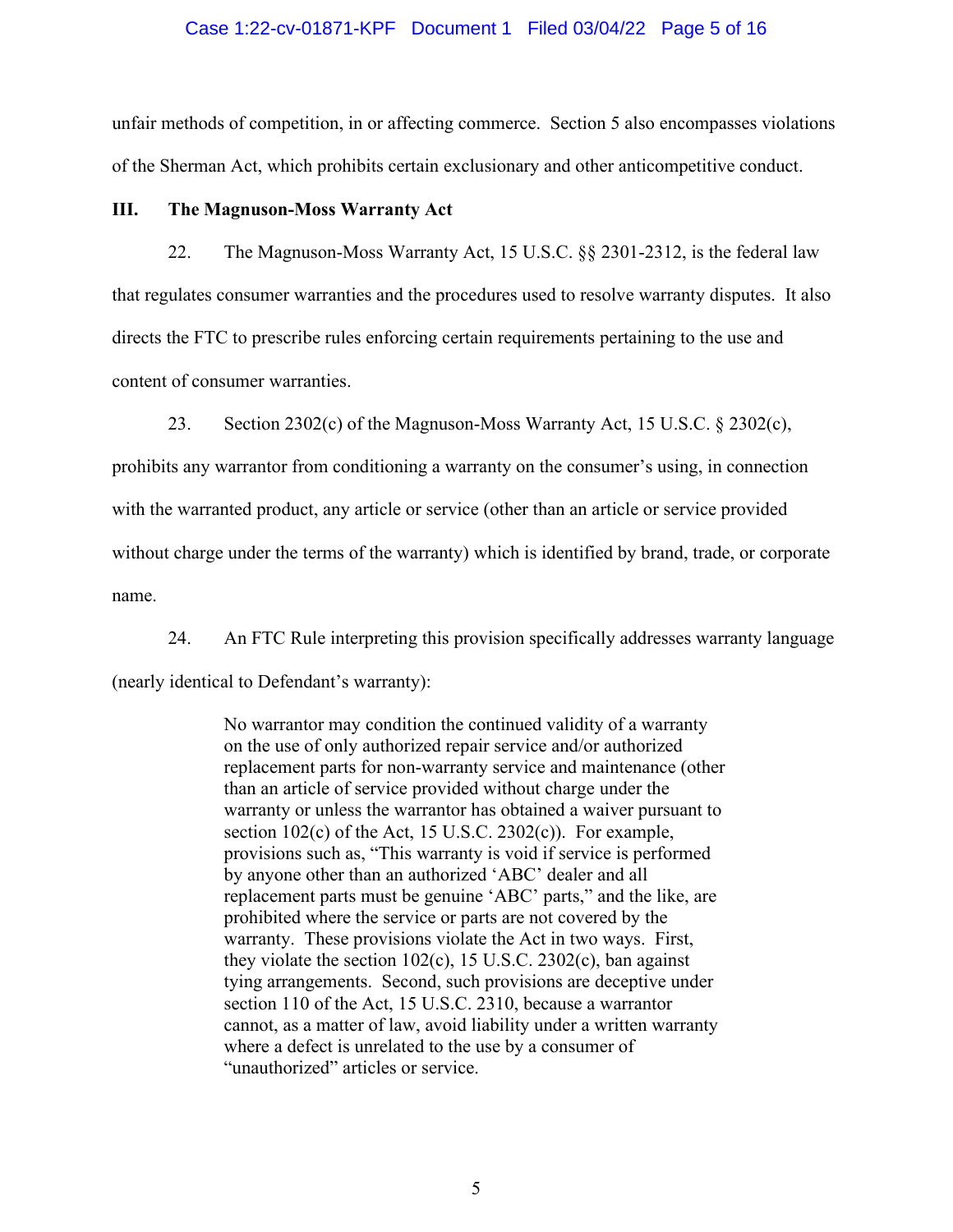unfair methods of competition, in or affecting commerce. Section 5 also encompasses violations of the Sherman Act, which prohibits certain exclusionary and other anticompetitive conduct.

## III. The Magnuson-Moss Warranty Act

22. The Magnuson-Moss Warranty Act, 15 U.S.C. §§ 2301-2312, is the federal law that regulates consumer warranties and the procedures used to resolve warranty disputes. It also directs the FTC to prescribe rules enforcing certain requirements pertaining to the use and content of consumer warranties.

23. Section 2302(c) of the Magnuson-Moss Warranty Act, 15 U.S.C. § 2302(c), prohibits any warrantor from conditioning a warranty on the consumer's using, in connection with the warranted product, any article or service (other than an article or service provided without charge under the terms of the warranty) which is identified by brand, trade, or corporate name.

24. An FTC Rule interpreting this provision specifically addresses warranty language (nearly identical to Defendant's warranty):

> No warrantor may condition the continued validity of a warranty on the use of only authorized repair service and/or authorized replacement parts for non-warranty service and maintenance (other than an article of service provided without charge under the warranty or unless the warrantor has obtained a waiver pursuant to section 102(c) of the Act, 15 U.S.C. 2302(c)). For example, provisions such as, "This warranty is void if service is performed by anyone other than an authorized 'ABC' dealer and all replacement parts must be genuine 'ABC' parts," and the like, are prohibited where the service or parts are not covered by the warranty. These provisions violate the Act in two ways. First, they violate the section 102(c), 15 U.S.C. 2302(c), ban against tying arrangements. Second, such provisions are deceptive under section 110 of the Act, 15 U.S.C. 2310, because a warrantor cannot, as a matter of law, avoid liability under a written warranty where a defect is unrelated to the use by a consumer of "unauthorized" articles or service.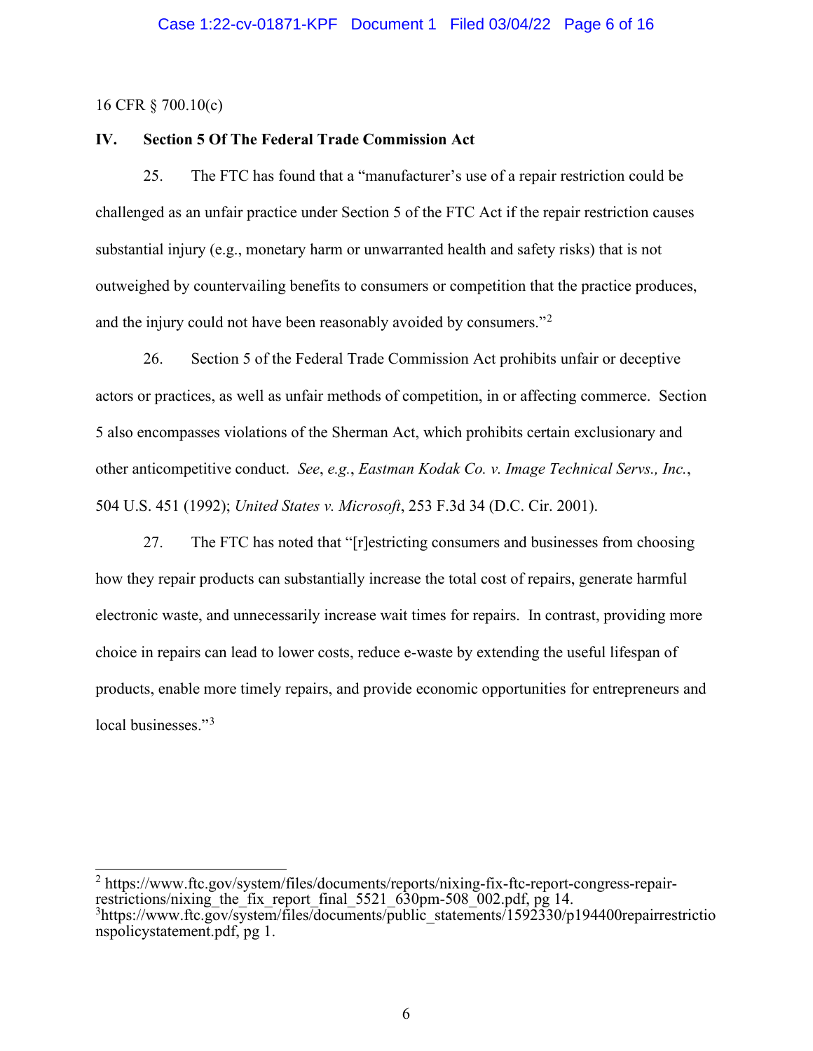16 CFR § 700.10(c)

## IV. Section 5 Of The Federal Trade Commission Act

25. The FTC has found that a "manufacturer's use of a repair restriction could be challenged as an unfair practice under Section 5 of the FTC Act if the repair restriction causes substantial injury (e.g., monetary harm or unwarranted health and safety risks) that is not outweighed by countervailing benefits to consumers or competition that the practice produces, and the injury could not have been reasonably avoided by consumers."[2]

26. Section 5 of the Federal Trade Commission Act prohibits unfair or deceptive actors or practices, as well as unfair methods of competition, in or affecting commerce. Section 5 also encompasses violations of the Sherman Act, which prohibits certain exclusionary and other anticompetitive conduct. *See*, *e.g.*, *Eastman Kodak Co. v. Image Technical Servs., Inc.*, 504 U.S. 451 (1992); *United States v. Microsoft*, 253 F.3d 34 (D.C. Cir. 2001).

27. The FTC has noted that "[r]estricting consumers and businesses from choosing how they repair products can substantially increase the total cost of repairs, generate harmful electronic waste, and unnecessarily increase wait times for repairs. In contrast, providing more choice in repairs can lead to lower costs, reduce e-waste by extending the useful lifespan of products, enable more timely repairs, and provide economic opportunities for entrepreneurs and local businesses."[3]

---

[2] https://www.ftc.gov/system/files/documents/reports/nixing-fix-ftc-report-congress-repair-restrictions/nixing_the_fix_report_final_5521_630pm-508_002.pdf, pg 14.

[3] https://www.ftc.gov/system/files/documents/public_statements/1592330/p194400repairrestrictionspolicystatement.pdf, pg 1.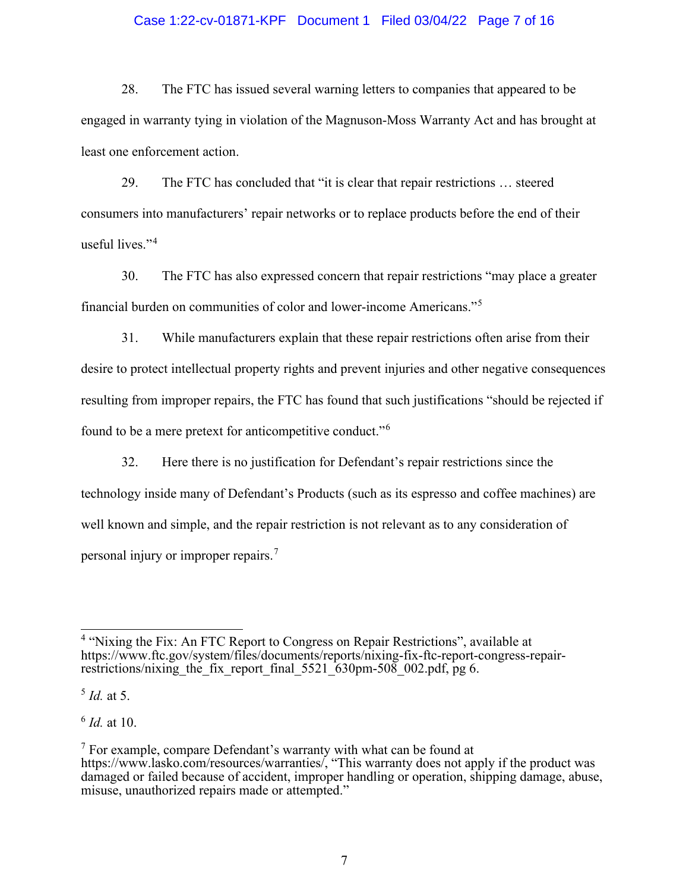28. The FTC has issued several warning letters to companies that appeared to be engaged in warranty tying in violation of the Magnuson-Moss Warranty Act and has brought at least one enforcement action.

29. The FTC has concluded that "it is clear that repair restrictions … steered consumers into manufacturers' repair networks or to replace products before the end of their useful lives."[4]

30. The FTC has also expressed concern that repair restrictions "may place a greater financial burden on communities of color and lower-income Americans."[5]

31. While manufacturers explain that these repair restrictions often arise from their desire to protect intellectual property rights and prevent injuries and other negative consequences resulting from improper repairs, the FTC has found that such justifications "should be rejected if found to be a mere pretext for anticompetitive conduct."[6]

32. Here there is no justification for Defendant's repair restrictions since the technology inside many of Defendant's Products (such as its espresso and coffee machines) are well known and simple, and the repair restriction is not relevant as to any consideration of personal injury or improper repairs.[7]

---

[4] "Nixing the Fix: An FTC Report to Congress on Repair Restrictions", available at https://www.ftc.gov/system/files/documents/reports/nixing-fix-ftc-report-congress-repair-restrictions/nixing_the_fix_report_final_5521_630pm-508_002.pdf, pg 6.

[5] *Id.* at 5.

[6] *Id.* at 10.

[7] For example, compare Defendant's warranty with what can be found at https://www.lasko.com/resources/warranties/, "This warranty does not apply if the product was damaged or failed because of accident, improper handling or operation, shipping damage, abuse, misuse, unauthorized repairs made or attempted."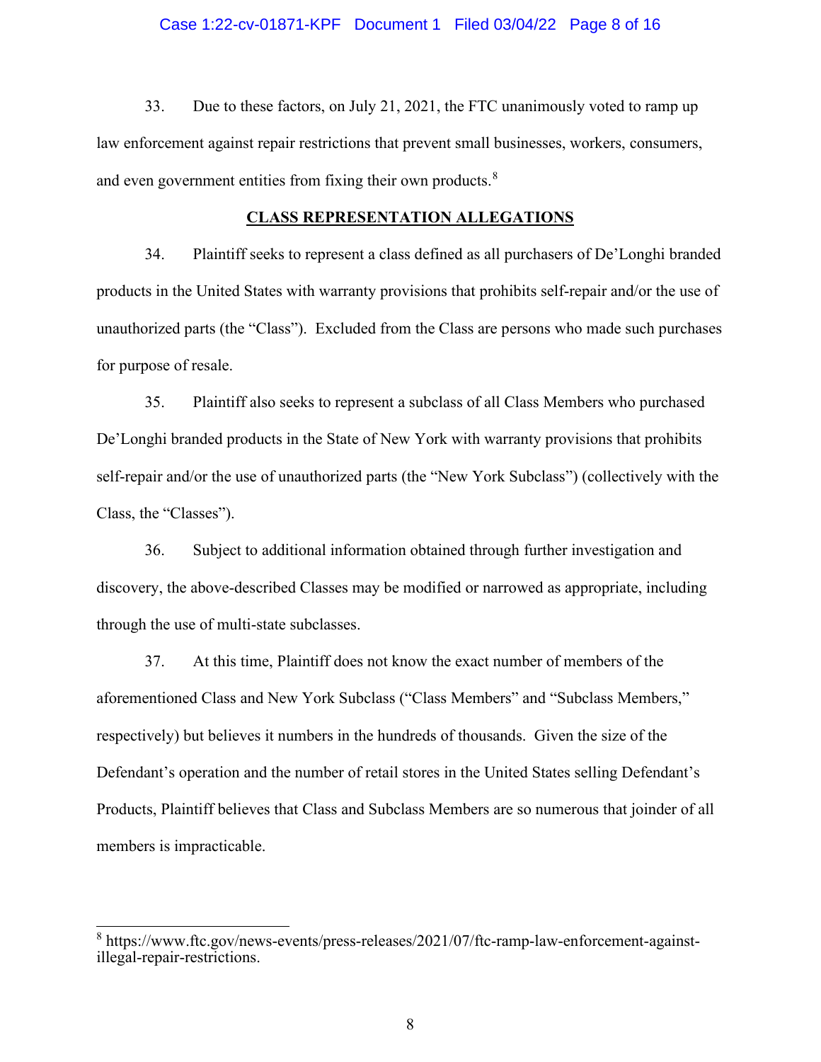33. Due to these factors, on July 21, 2021, the FTC unanimously voted to ramp up law enforcement against repair restrictions that prevent small businesses, workers, consumers, and even government entities from fixing their own products.[8]

## CLASS REPRESENTATION ALLEGATIONS

34. Plaintiff seeks to represent a class defined as all purchasers of De'Longhi branded products in the United States with warranty provisions that prohibits self-repair and/or the use of unauthorized parts (the "Class"). Excluded from the Class are persons who made such purchases for purpose of resale.

35. Plaintiff also seeks to represent a subclass of all Class Members who purchased De'Longhi branded products in the State of New York with warranty provisions that prohibits self-repair and/or the use of unauthorized parts (the "New York Subclass") (collectively with the Class, the "Classes").

36. Subject to additional information obtained through further investigation and discovery, the above-described Classes may be modified or narrowed as appropriate, including through the use of multi-state subclasses.

37. At this time, Plaintiff does not know the exact number of members of the aforementioned Class and New York Subclass ("Class Members" and "Subclass Members," respectively) but believes it numbers in the hundreds of thousands. Given the size of the Defendant's operation and the number of retail stores in the United States selling Defendant's Products, Plaintiff believes that Class and Subclass Members are so numerous that joinder of all members is impracticable.

---

[8] https://www.ftc.gov/news-events/press-releases/2021/07/ftc-ramp-law-enforcement-against-illegal-repair-restrictions.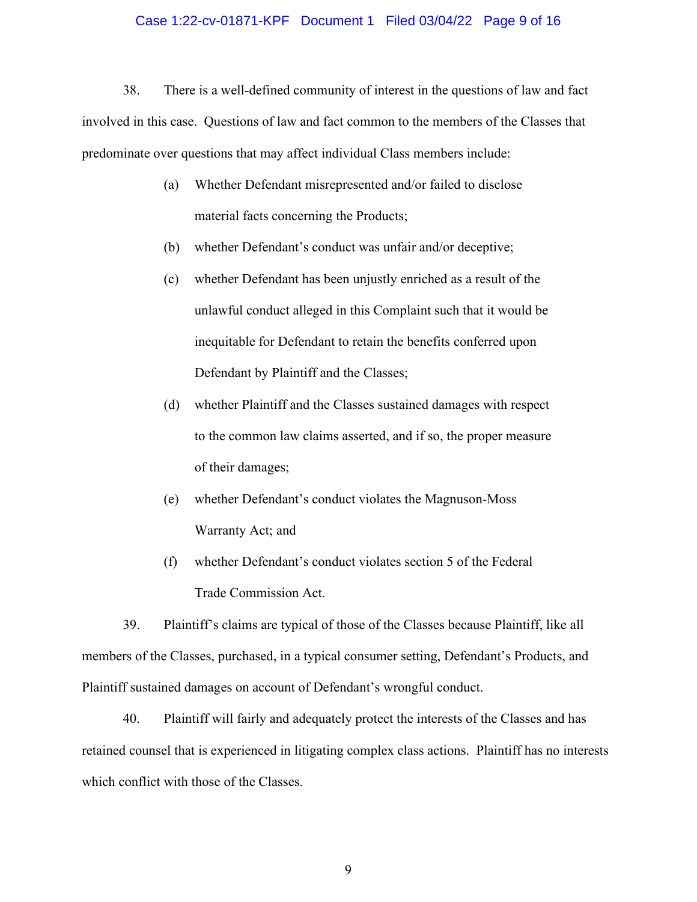38. There is a well-defined community of interest in the questions of law and fact involved in this case. Questions of law and fact common to the members of the Classes that predominate over questions that may affect individual Class members include:

(a) Whether Defendant misrepresented and/or failed to disclose material facts concerning the Products;

(b) whether Defendant's conduct was unfair and/or deceptive;

(c) whether Defendant has been unjustly enriched as a result of the unlawful conduct alleged in this Complaint such that it would be inequitable for Defendant to retain the benefits conferred upon Defendant by Plaintiff and the Classes;

(d) whether Plaintiff and the Classes sustained damages with respect to the common law claims asserted, and if so, the proper measure of their damages;

(e) whether Defendant's conduct violates the Magnuson-Moss Warranty Act; and

(f) whether Defendant's conduct violates section 5 of the Federal Trade Commission Act.

39. Plaintiff's claims are typical of those of the Classes because Plaintiff, like all members of the Classes, purchased, in a typical consumer setting, Defendant's Products, and Plaintiff sustained damages on account of Defendant's wrongful conduct.

40. Plaintiff will fairly and adequately protect the interests of the Classes and has retained counsel that is experienced in litigating complex class actions. Plaintiff has no interests which conflict with those of the Classes.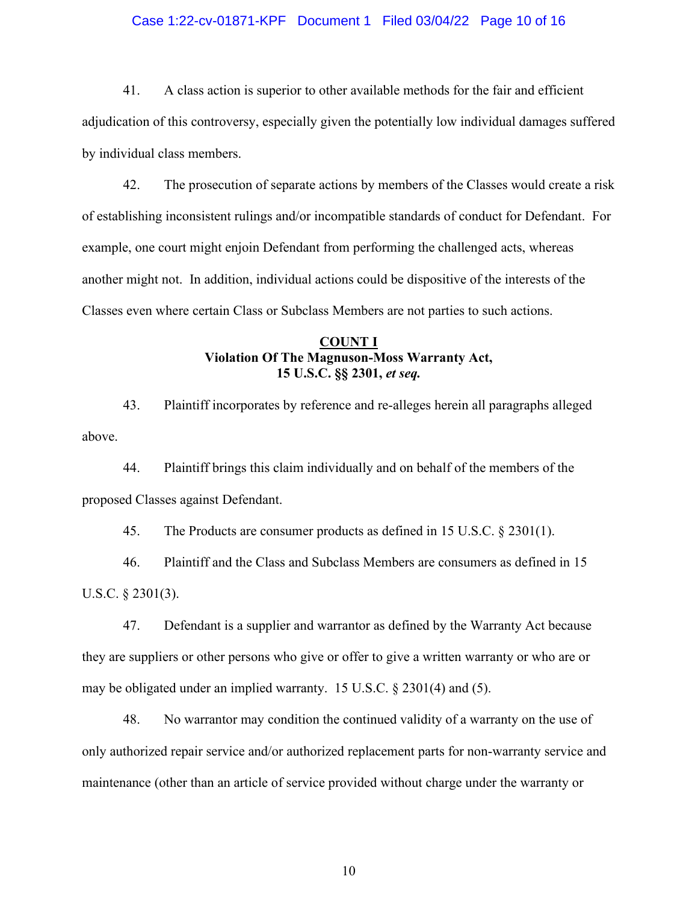41. A class action is superior to other available methods for the fair and efficient adjudication of this controversy, especially given the potentially low individual damages suffered by individual class members.

42. The prosecution of separate actions by members of the Classes would create a risk of establishing inconsistent rulings and/or incompatible standards of conduct for Defendant. For example, one court might enjoin Defendant from performing the challenged acts, whereas another might not. In addition, individual actions could be dispositive of the interests of the Classes even where certain Class or Subclass Members are not parties to such actions.

**COUNT I**
**Violation Of The Magnuson-Moss Warranty Act,**
**15 U.S.C. §§ 2301, *et seq.***

43. Plaintiff incorporates by reference and re-alleges herein all paragraphs alleged above.

44. Plaintiff brings this claim individually and on behalf of the members of the proposed Classes against Defendant.

45. The Products are consumer products as defined in 15 U.S.C. § 2301(1).

46. Plaintiff and the Class and Subclass Members are consumers as defined in 15 U.S.C. § 2301(3).

47. Defendant is a supplier and warrantor as defined by the Warranty Act because they are suppliers or other persons who give or offer to give a written warranty or who are or may be obligated under an implied warranty. 15 U.S.C. § 2301(4) and (5).

48. No warrantor may condition the continued validity of a warranty on the use of only authorized repair service and/or authorized replacement parts for non-warranty service and maintenance (other than an article of service provided without charge under the warranty or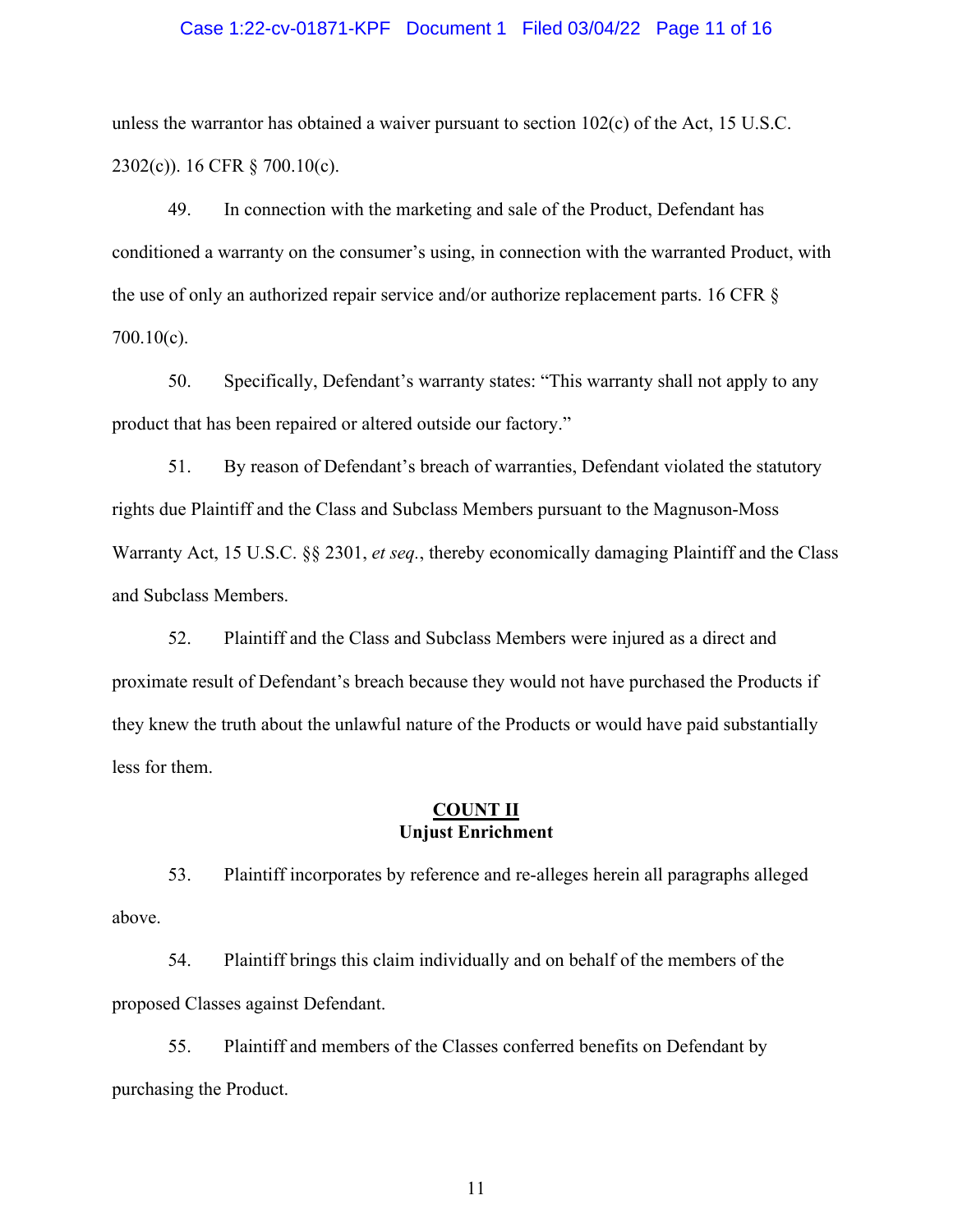unless the warrantor has obtained a waiver pursuant to section 102(c) of the Act, 15 U.S.C. 2302(c)). 16 CFR § 700.10(c).

49. In connection with the marketing and sale of the Product, Defendant has conditioned a warranty on the consumer's using, in connection with the warranted Product, with the use of only an authorized repair service and/or authorize replacement parts. 16 CFR § 700.10(c).

50. Specifically, Defendant's warranty states: "This warranty shall not apply to any product that has been repaired or altered outside our factory."

51. By reason of Defendant's breach of warranties, Defendant violated the statutory rights due Plaintiff and the Class and Subclass Members pursuant to the Magnuson-Moss Warranty Act, 15 U.S.C. §§ 2301, *et seq.*, thereby economically damaging Plaintiff and the Class and Subclass Members.

52. Plaintiff and the Class and Subclass Members were injured as a direct and proximate result of Defendant's breach because they would not have purchased the Products if they knew the truth about the unlawful nature of the Products or would have paid substantially less for them.

**COUNT II**
**Unjust Enrichment**

53. Plaintiff incorporates by reference and re-alleges herein all paragraphs alleged above.

54. Plaintiff brings this claim individually and on behalf of the members of the proposed Classes against Defendant.

55. Plaintiff and members of the Classes conferred benefits on Defendant by purchasing the Product.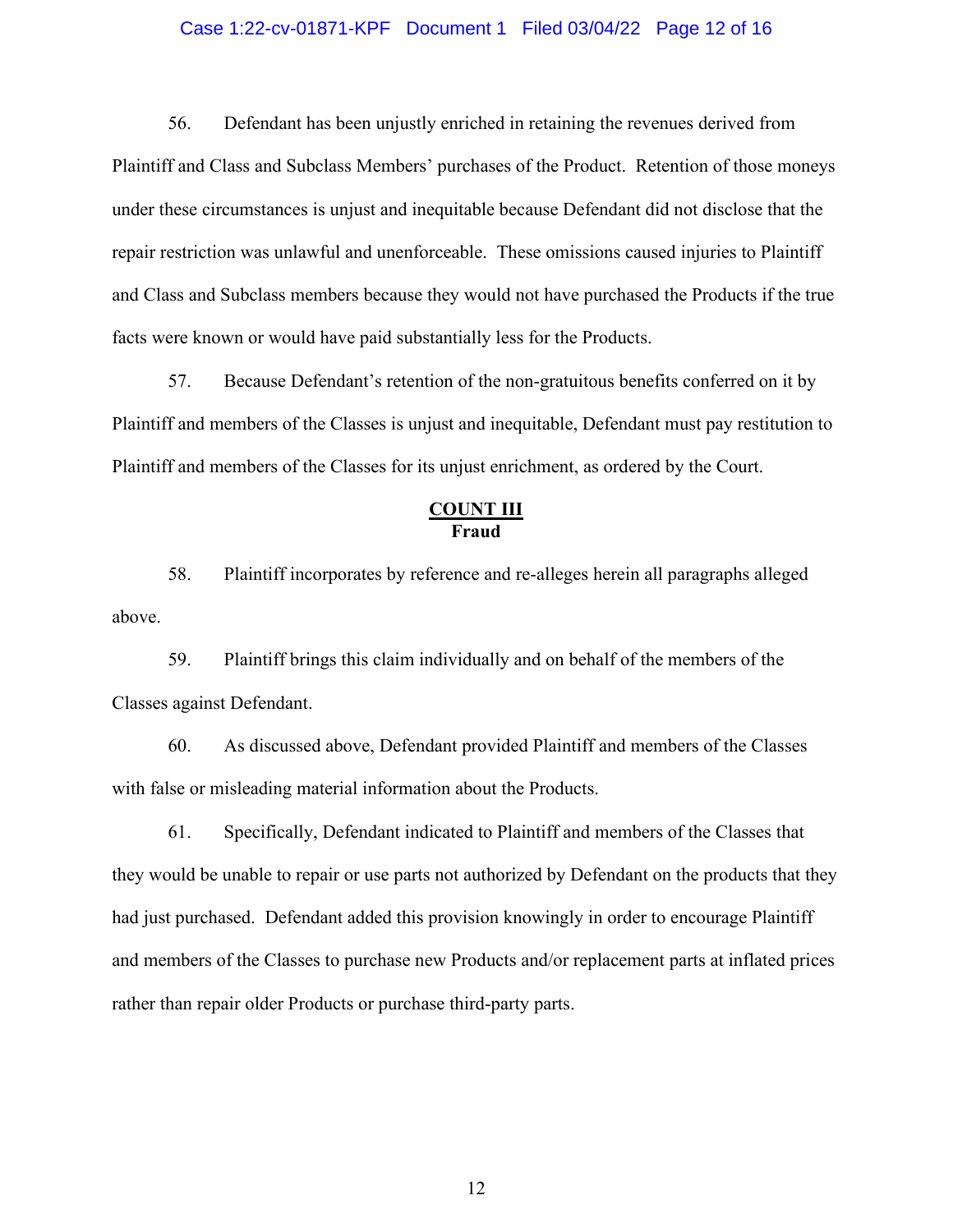56. Defendant has been unjustly enriched in retaining the revenues derived from Plaintiff and Class and Subclass Members' purchases of the Product. Retention of those moneys under these circumstances is unjust and inequitable because Defendant did not disclose that the repair restriction was unlawful and unenforceable. These omissions caused injuries to Plaintiff and Class and Subclass members because they would not have purchased the Products if the true facts were known or would have paid substantially less for the Products.

57. Because Defendant's retention of the non-gratuitous benefits conferred on it by Plaintiff and members of the Classes is unjust and inequitable, Defendant must pay restitution to Plaintiff and members of the Classes for its unjust enrichment, as ordered by the Court.

## COUNT III
**Fraud**

58. Plaintiff incorporates by reference and re-alleges herein all paragraphs alleged above.

59. Plaintiff brings this claim individually and on behalf of the members of the Classes against Defendant.

60. As discussed above, Defendant provided Plaintiff and members of the Classes with false or misleading material information about the Products.

61. Specifically, Defendant indicated to Plaintiff and members of the Classes that they would be unable to repair or use parts not authorized by Defendant on the products that they had just purchased. Defendant added this provision knowingly in order to encourage Plaintiff and members of the Classes to purchase new Products and/or replacement parts at inflated prices rather than repair older Products or purchase third-party parts.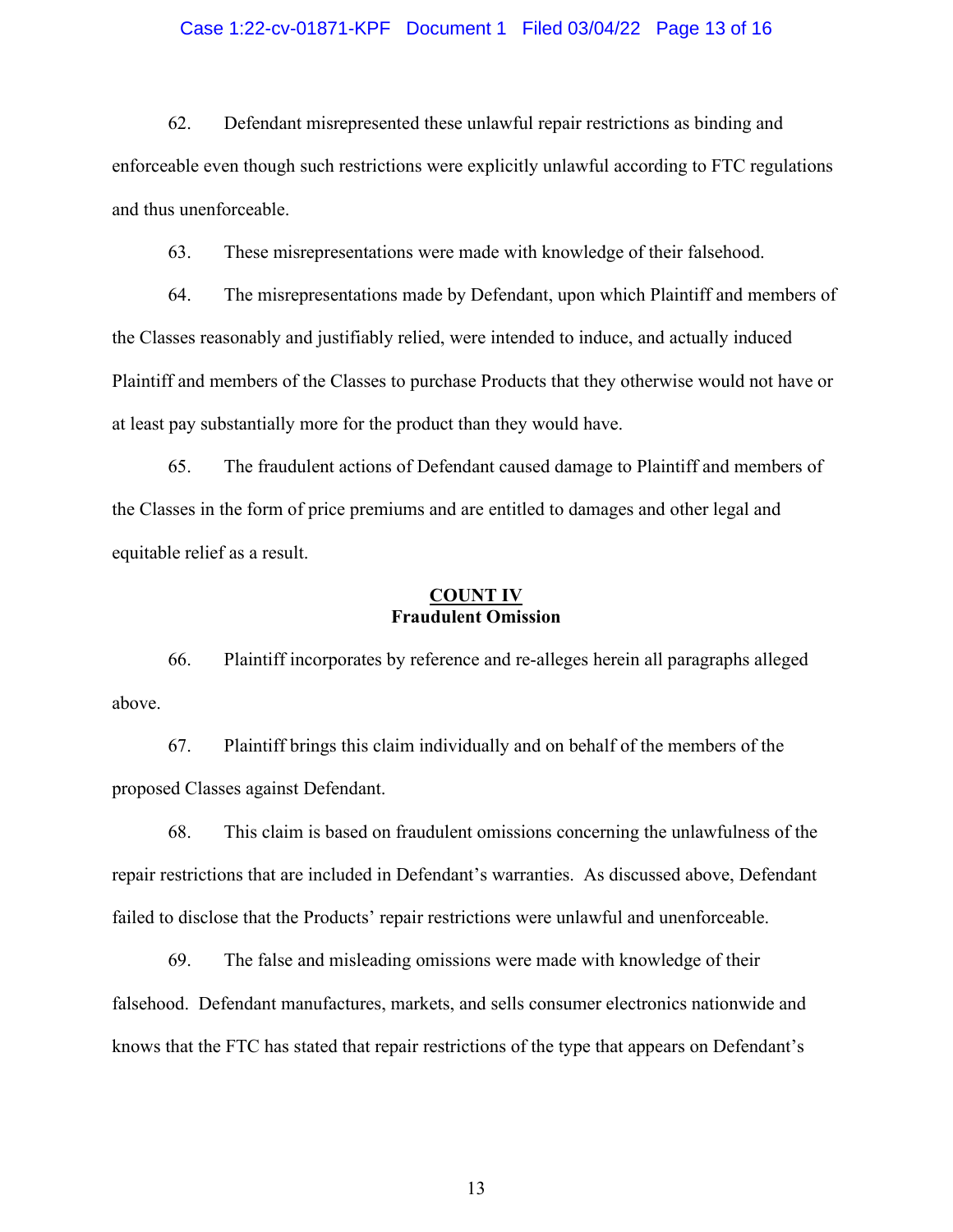62. Defendant misrepresented these unlawful repair restrictions as binding and enforceable even though such restrictions were explicitly unlawful according to FTC regulations and thus unenforceable.

63. These misrepresentations were made with knowledge of their falsehood.

64. The misrepresentations made by Defendant, upon which Plaintiff and members of the Classes reasonably and justifiably relied, were intended to induce, and actually induced Plaintiff and members of the Classes to purchase Products that they otherwise would not have or at least pay substantially more for the product than they would have.

65. The fraudulent actions of Defendant caused damage to Plaintiff and members of the Classes in the form of price premiums and are entitled to damages and other legal and equitable relief as a result.

## COUNT IV
**Fraudulent Omission**

66. Plaintiff incorporates by reference and re-alleges herein all paragraphs alleged above.

67. Plaintiff brings this claim individually and on behalf of the members of the proposed Classes against Defendant.

68. This claim is based on fraudulent omissions concerning the unlawfulness of the repair restrictions that are included in Defendant's warranties. As discussed above, Defendant failed to disclose that the Products' repair restrictions were unlawful and unenforceable.

69. The false and misleading omissions were made with knowledge of their falsehood. Defendant manufactures, markets, and sells consumer electronics nationwide and knows that the FTC has stated that repair restrictions of the type that appears on Defendant's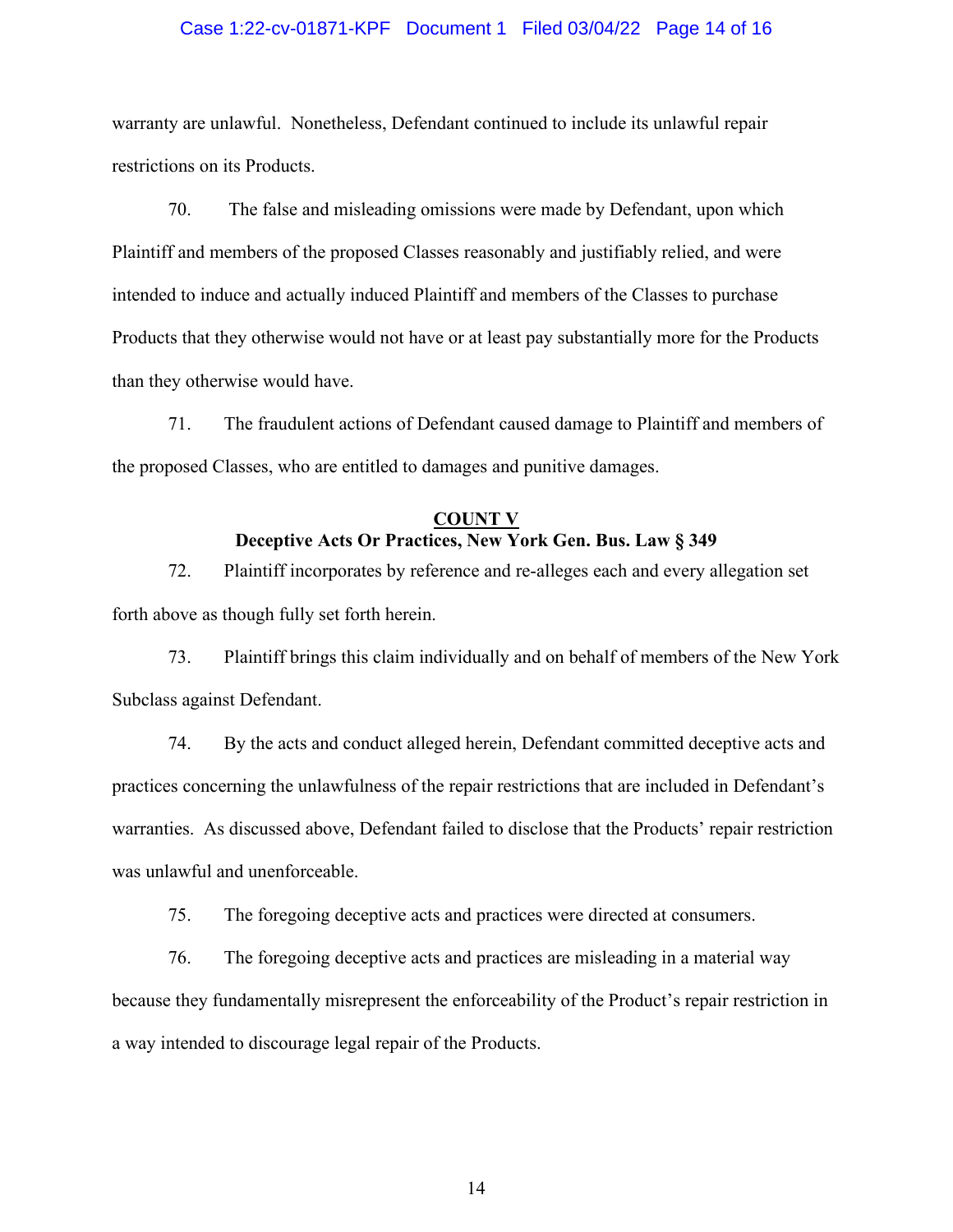warranty are unlawful. Nonetheless, Defendant continued to include its unlawful repair restrictions on its Products.

70. The false and misleading omissions were made by Defendant, upon which Plaintiff and members of the proposed Classes reasonably and justifiably relied, and were intended to induce and actually induced Plaintiff and members of the Classes to purchase Products that they otherwise would not have or at least pay substantially more for the Products than they otherwise would have.

71. The fraudulent actions of Defendant caused damage to Plaintiff and members of the proposed Classes, who are entitled to damages and punitive damages.

**COUNT V**

**Deceptive Acts Or Practices, New York Gen. Bus. Law § 349**

72. Plaintiff incorporates by reference and re-alleges each and every allegation set forth above as though fully set forth herein.

73. Plaintiff brings this claim individually and on behalf of members of the New York Subclass against Defendant.

74. By the acts and conduct alleged herein, Defendant committed deceptive acts and practices concerning the unlawfulness of the repair restrictions that are included in Defendant's warranties. As discussed above, Defendant failed to disclose that the Products' repair restriction was unlawful and unenforceable.

75. The foregoing deceptive acts and practices were directed at consumers.

76. The foregoing deceptive acts and practices are misleading in a material way because they fundamentally misrepresent the enforceability of the Product's repair restriction in a way intended to discourage legal repair of the Products.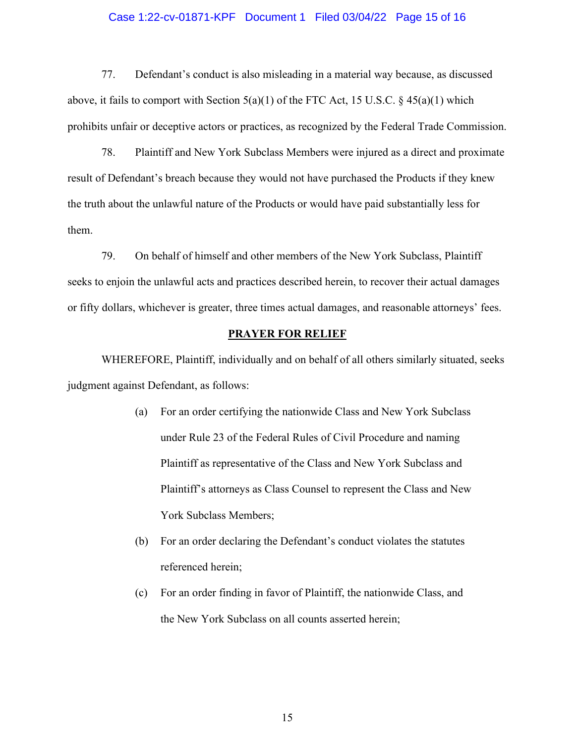77. Defendant's conduct is also misleading in a material way because, as discussed above, it fails to comport with Section 5(a)(1) of the FTC Act, 15 U.S.C. § 45(a)(1) which prohibits unfair or deceptive actors or practices, as recognized by the Federal Trade Commission.

78. Plaintiff and New York Subclass Members were injured as a direct and proximate result of Defendant's breach because they would not have purchased the Products if they knew the truth about the unlawful nature of the Products or would have paid substantially less for them.

79. On behalf of himself and other members of the New York Subclass, Plaintiff seeks to enjoin the unlawful acts and practices described herein, to recover their actual damages or fifty dollars, whichever is greater, three times actual damages, and reasonable attorneys' fees.

## PRAYER FOR RELIEF

WHEREFORE, Plaintiff, individually and on behalf of all others similarly situated, seeks judgment against Defendant, as follows:

(a) For an order certifying the nationwide Class and New York Subclass under Rule 23 of the Federal Rules of Civil Procedure and naming Plaintiff as representative of the Class and New York Subclass and Plaintiff's attorneys as Class Counsel to represent the Class and New York Subclass Members;

(b) For an order declaring the Defendant's conduct violates the statutes referenced herein;

(c) For an order finding in favor of Plaintiff, the nationwide Class, and the New York Subclass on all counts asserted herein;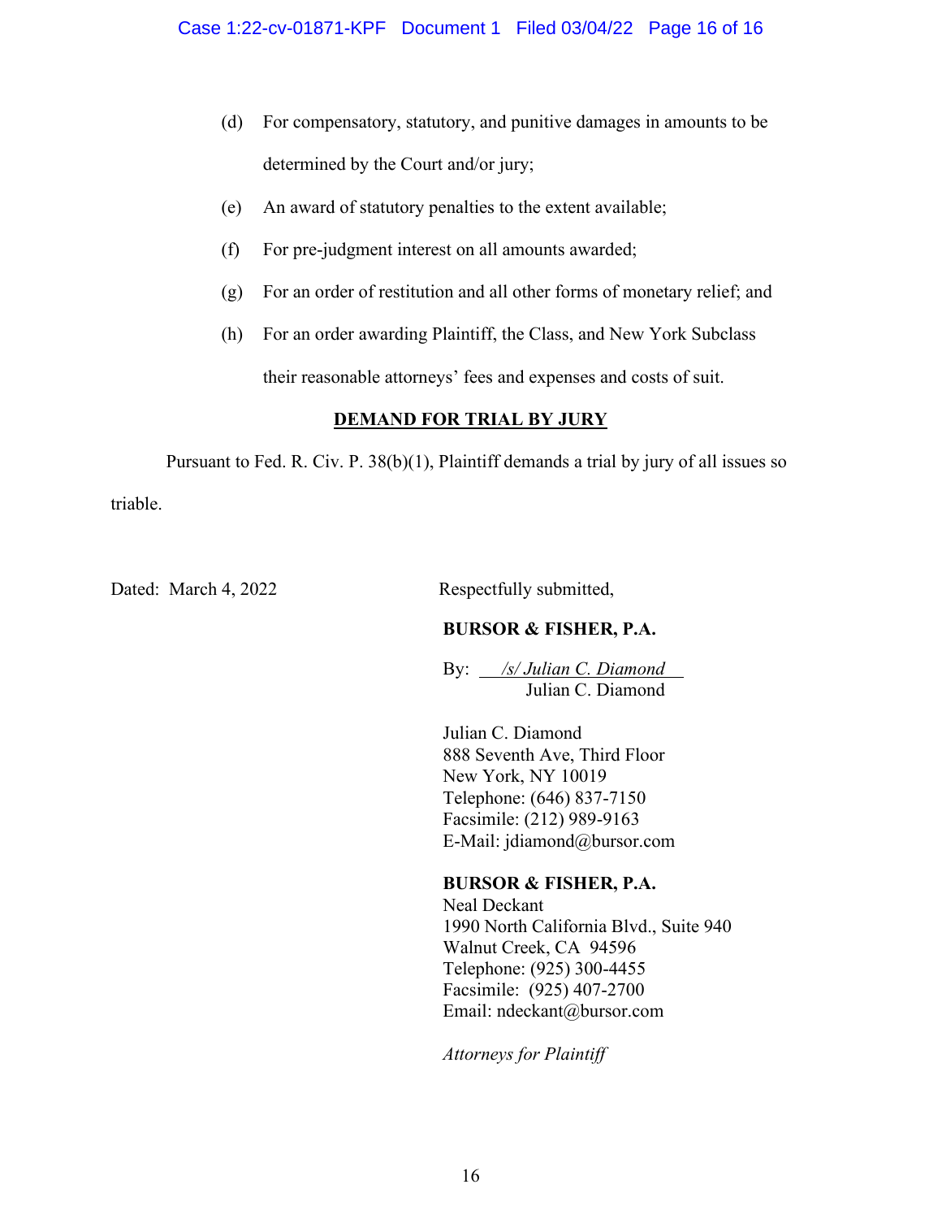(d) For compensatory, statutory, and punitive damages in amounts to be determined by the Court and/or jury;

(e) An award of statutory penalties to the extent available;

(f) For pre-judgment interest on all amounts awarded;

(g) For an order of restitution and all other forms of monetary relief; and

(h) For an order awarding Plaintiff, the Class, and New York Subclass their reasonable attorneys' fees and expenses and costs of suit.

## DEMAND FOR TRIAL BY JURY

Pursuant to Fed. R. Civ. P. 38(b)(1), Plaintiff demands a trial by jury of all issues so triable.

Dated: March 4, 2022

Respectfully submitted,

**BURSOR & FISHER, P.A.**

By: *<u>/s/ Julian C. Diamond</u>*
Julian C. Diamond

Julian C. Diamond
888 Seventh Ave, Third Floor
New York, NY 10019
Telephone: (646) 837-7150
Facsimile: (212) 989-9163
E-Mail: jdiamond@bursor.com

**BURSOR & FISHER, P.A.**
Neal Deckant
1990 North California Blvd., Suite 940
Walnut Creek, CA 94596
Telephone: (925) 300-4455
Facsimile: (925) 407-2700
Email: ndeckant@bursor.com

*Attorneys for Plaintiff*